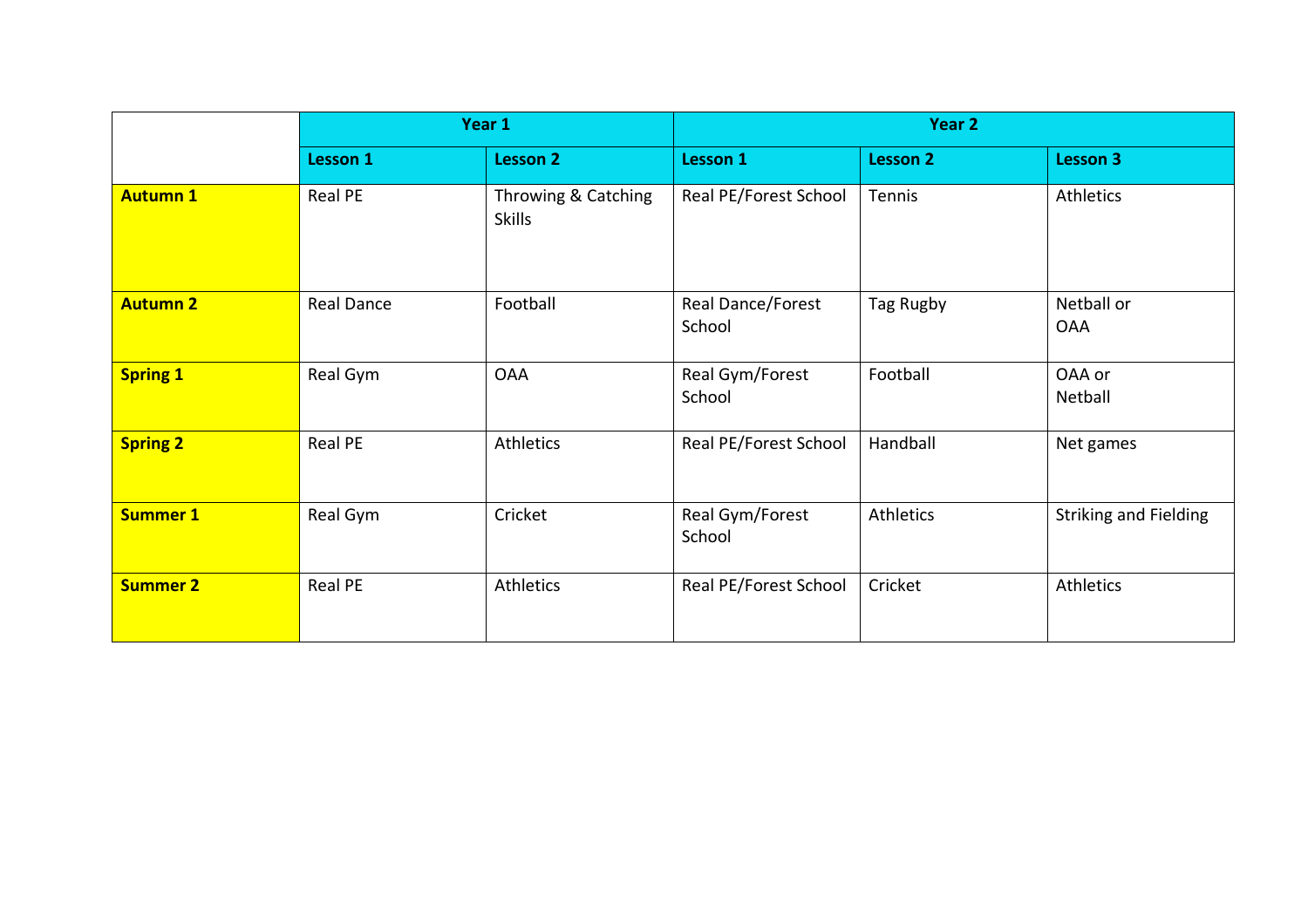| | Year 1 | | Year 2 | | |
|---|---|---|---|---|---|
| | **Lesson 1** | **Lesson 2** | **Lesson 1** | **Lesson 2** | **Lesson 3** |
| **Autumn 1** | Real PE | Throwing & Catching Skills | Real PE/Forest School | Tennis | Athletics |
| **Autumn 2** | Real Dance | Football | Real Dance/Forest School | Tag Rugby | Netball or OAA |
| **Spring 1** | Real Gym | OAA | Real Gym/Forest School | Football | OAA or Netball |
| **Spring 2** | Real PE | Athletics | Real PE/Forest School | Handball | Net games |
| **Summer 1** | Real Gym | Cricket | Real Gym/Forest School | Athletics | Striking and Fielding |
| **Summer 2** | Real PE | Athletics | Real PE/Forest School | Cricket | Athletics |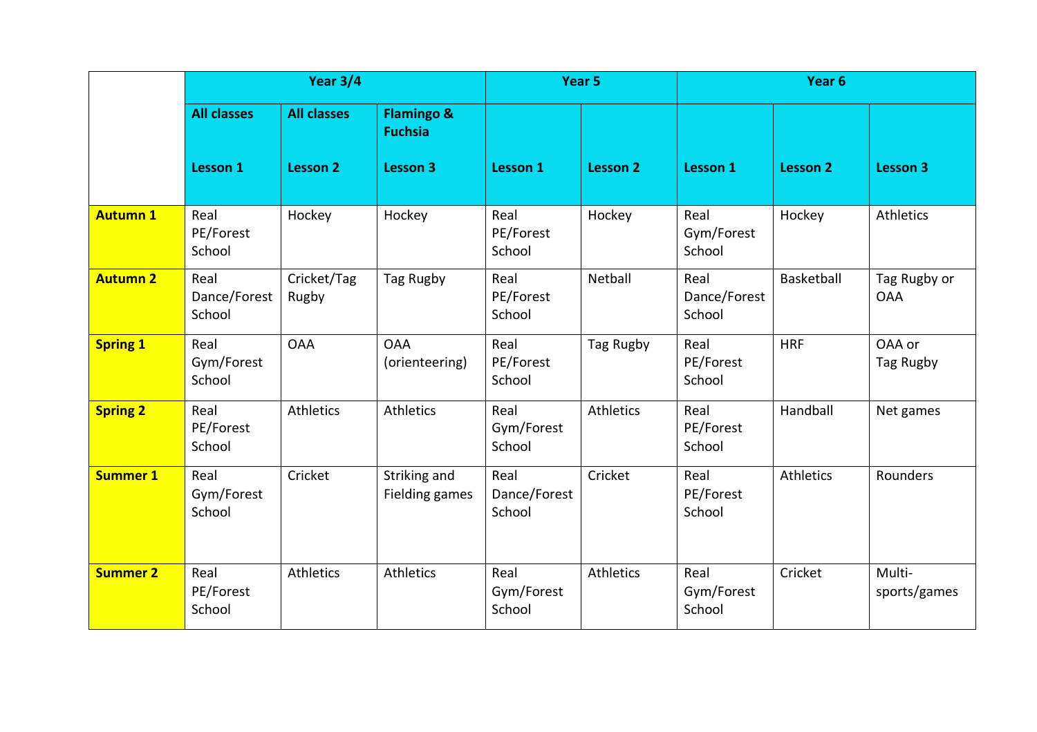| | Year 3/4 | | | Year 5 | | Year 6 | | |
|---|---|---|---|---|---|---|---|---|
| | All classes<br><br>Lesson 1 | All classes<br><br>Lesson 2 | Flamingo & Fuchsia<br><br>Lesson 3 | Lesson 1 | Lesson 2 | Lesson 1 | Lesson 2 | Lesson 3 |
| **Autumn 1** | Real PE/Forest School | Hockey | Hockey | Real PE/Forest School | Hockey | Real Gym/Forest School | Hockey | Athletics |
| **Autumn 2** | Real Dance/Forest School | Cricket/Tag Rugby | Tag Rugby | Real PE/Forest School | Netball | Real Dance/Forest School | Basketball | Tag Rugby or OAA |
| **Spring 1** | Real Gym/Forest School | OAA | OAA (orienteering) | Real PE/Forest School | Tag Rugby | Real PE/Forest School | HRF | OAA or Tag Rugby |
| **Spring 2** | Real PE/Forest School | Athletics | Athletics | Real Gym/Forest School | Athletics | Real PE/Forest School | Handball | Net games |
| **Summer 1** | Real Gym/Forest School | Cricket | Striking and Fielding games | Real Dance/Forest School | Cricket | Real PE/Forest School | Athletics | Rounders |
| **Summer 2** | Real PE/Forest School | Athletics | Athletics | Real Gym/Forest School | Athletics | Real Gym/Forest School | Cricket | Multi-sports/games |